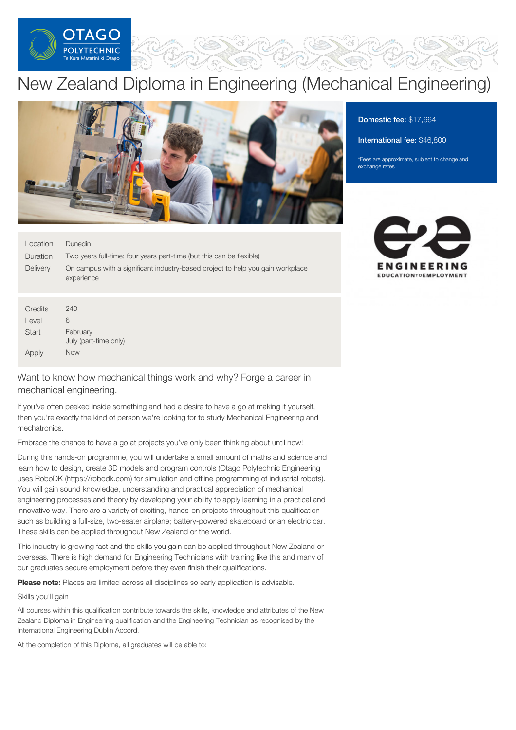# New Zealand Diploma in Engineering (Mechanical Engineering)

**Domestic fee:** $17,664

**International fee:** $46,800

*Fees are approximate, subject to change and exchange rates

| | |
|---|---|
| Location | Dunedin |
| Duration | Two years full-time; four years part-time (but this can be flexible) |
| Delivery | On campus with a significant industry-based project to help you gain workplace experience |

| | |
|---|---|
| Credits | 240 |
| Level | 6 |
| Start | February<br>July (part-time only) |
| Apply | Now |

## Want to know how mechanical things work and why? Forge a career in mechanical engineering.

If you've often peeked inside something and had a desire to have a go at making it yourself, then you're exactly the kind of person we're looking for to study Mechanical Engineering and mechatronics.

Embrace the chance to have a go at projects you've only been thinking about until now!

During this hands-on programme, you will undertake a small amount of maths and science and learn how to design, create 3D models and program controls (Otago Polytechnic Engineering uses RoboDK (https://robodk.com) for simulation and offline programming of industrial robots). You will gain sound knowledge, understanding and practical appreciation of mechanical engineering processes and theory by developing your ability to apply learning in a practical and innovative way. There are a variety of exciting, hands-on projects throughout this qualification such as building a full-size, two-seater airplane; battery-powered skateboard or an electric car. These skills can be applied throughout New Zealand or the world.

This industry is growing fast and the skills you gain can be applied throughout New Zealand or overseas. There is high demand for Engineering Technicians with training like this and many of our graduates secure employment before they even finish their qualifications.

**Please note:** Places are limited across all disciplines so early application is advisable.

### Skills you'll gain

All courses within this qualification contribute towards the skills, knowledge and attributes of the New Zealand Diploma in Engineering qualification and the Engineering Technician as recognised by the International Engineering Dublin Accord.

At the completion of this Diploma, all graduates will be able to: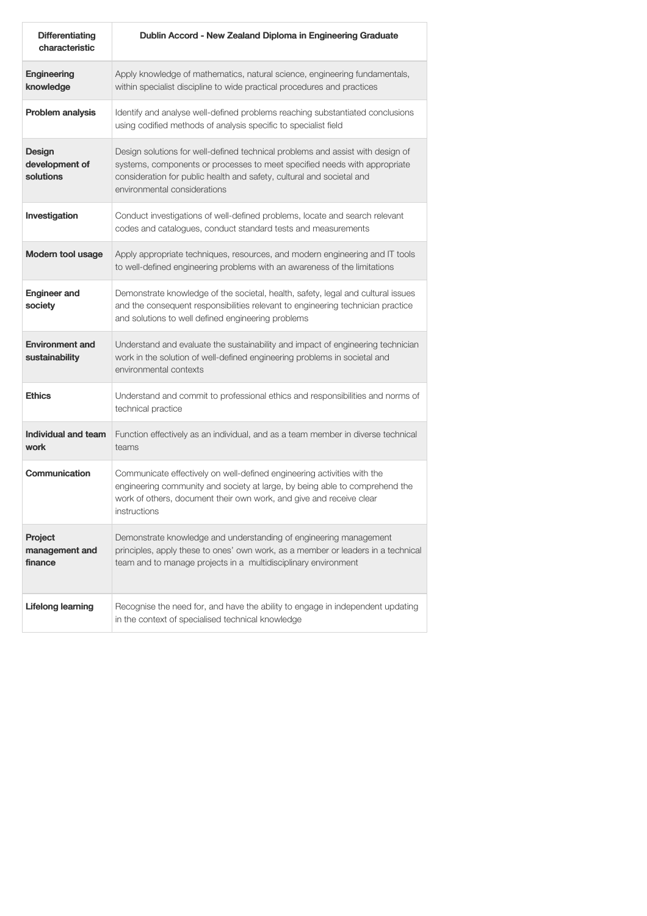| Differentiating characteristic | Dublin Accord - New Zealand Diploma in Engineering Graduate |
|---|---|
| **Engineering knowledge** | Apply knowledge of mathematics, natural science, engineering fundamentals, within specialist discipline to wide practical procedures and practices |
| **Problem analysis** | Identify and analyse well-defined problems reaching substantiated conclusions using codified methods of analysis specific to specialist field |
| **Design development of solutions** | Design solutions for well-defined technical problems and assist with design of systems, components or processes to meet specified needs with appropriate consideration for public health and safety, cultural and societal and environmental considerations |
| **Investigation** | Conduct investigations of well-defined problems, locate and search relevant codes and catalogues, conduct standard tests and measurements |
| **Modern tool usage** | Apply appropriate techniques, resources, and modern engineering and IT tools to well-defined engineering problems with an awareness of the limitations |
| **Engineer and society** | Demonstrate knowledge of the societal, health, safety, legal and cultural issues and the consequent responsibilities relevant to engineering technician practice and solutions to well defined engineering problems |
| **Environment and sustainability** | Understand and evaluate the sustainability and impact of engineering technician work in the solution of well-defined engineering problems in societal and environmental contexts |
| **Ethics** | Understand and commit to professional ethics and responsibilities and norms of technical practice |
| **Individual and team work** | Function effectively as an individual, and as a team member in diverse technical teams |
| **Communication** | Communicate effectively on well-defined engineering activities with the engineering community and society at large, by being able to comprehend the work of others, document their own work, and give and receive clear instructions |
| **Project management and finance** | Demonstrate knowledge and understanding of engineering management principles, apply these to ones' own work, as a member or leaders in a technical team and to manage projects in a multidisciplinary environment |
| **Lifelong learning** | Recognise the need for, and have the ability to engage in independent updating in the context of specialised technical knowledge |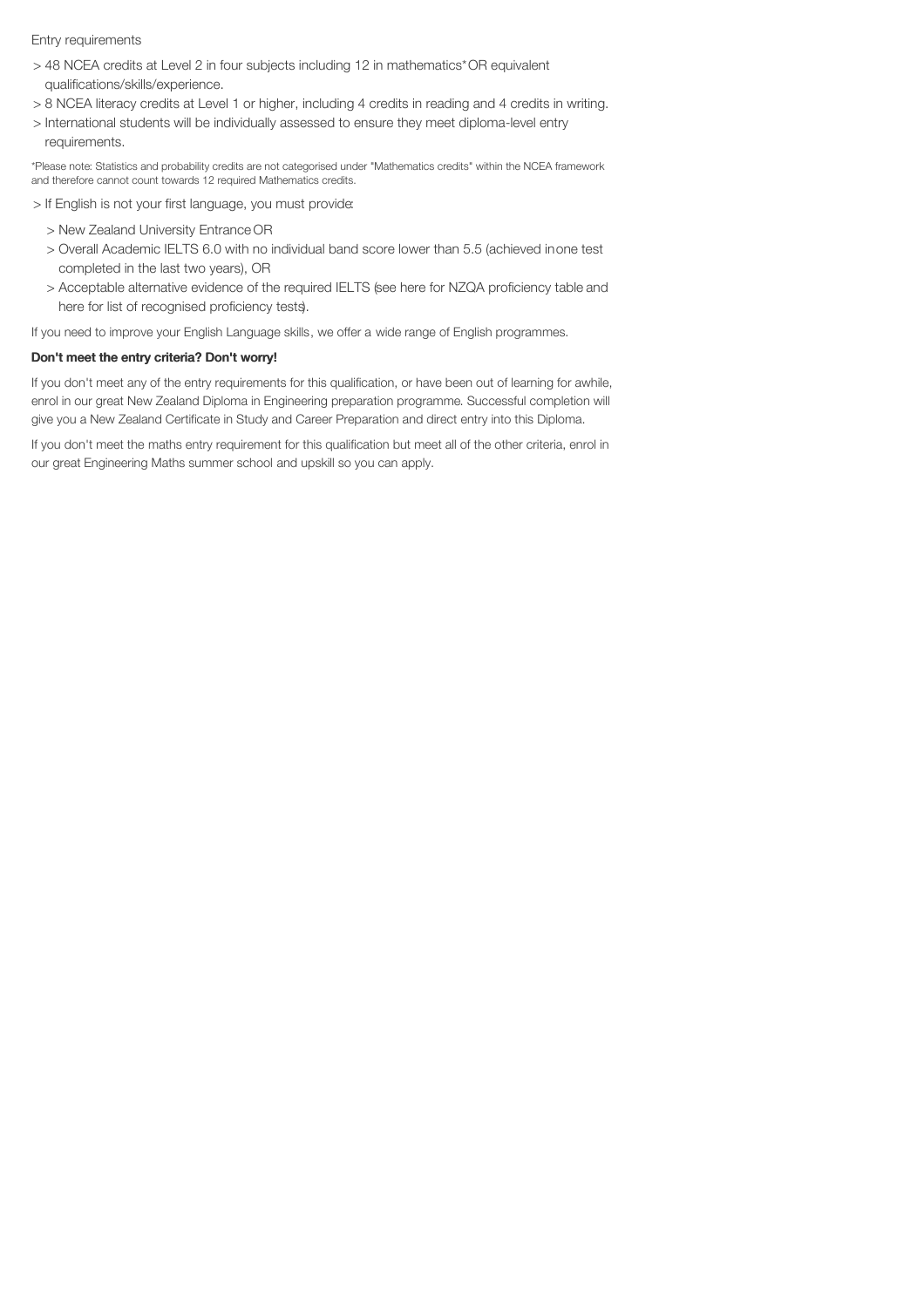Entry requirements

- 48 NCEA credits at Level 2 in four subjects including 12 in mathematics* OR equivalent qualifications/skills/experience.
- 8 NCEA literacy credits at Level 1 or higher, including 4 credits in reading and 4 credits in writing.
- International students will be individually assessed to ensure they meet diploma-level entry requirements.

*Please note: Statistics and probability credits are not categorised under "Mathematics credits" within the NCEA framework and therefore cannot count towards 12 required Mathematics credits.

- If English is not your first language, you must provide:
  - New Zealand University Entrance OR
  - Overall Academic IELTS 6.0 with no individual band score lower than 5.5 (achieved in one test completed in the last two years), OR
  - Acceptable alternative evidence of the required IELTS (see here for NZQA proficiency table and here for list of recognised proficiency tests).

If you need to improve your English Language skills, we offer a wide range of English programmes.

**Don't meet the entry criteria? Don't worry!**

If you don't meet any of the entry requirements for this qualification, or have been out of learning for awhile, enrol in our great New Zealand Diploma in Engineering preparation programme. Successful completion will give you a New Zealand Certificate in Study and Career Preparation and direct entry into this Diploma.

If you don't meet the maths entry requirement for this qualification but meet all of the other criteria, enrol in our great Engineering Maths summer school and upskill so you can apply.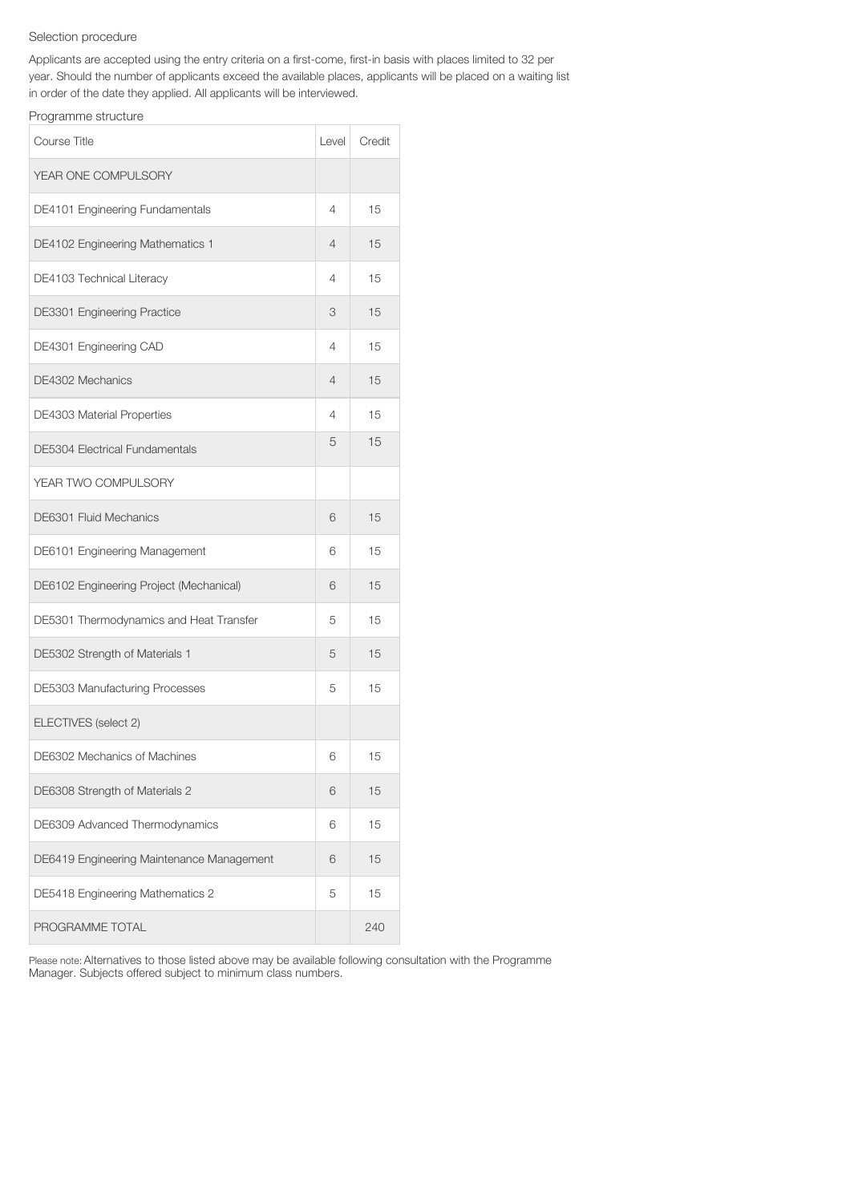### Selection procedure

Applicants are accepted using the entry criteria on a first-come, first-in basis with places limited to 32 per year. Should the number of applicants exceed the available places, applicants will be placed on a waiting list in order of the date they applied. All applicants will be interviewed.

### Programme structure

| Course Title | Level | Credit |
|---|---|---|
| YEAR ONE COMPULSORY | | |
| DE4101 Engineering Fundamentals | 4 | 15 |
| DE4102 Engineering Mathematics 1 | 4 | 15 |
| DE4103 Technical Literacy | 4 | 15 |
| DE3301 Engineering Practice | 3 | 15 |
| DE4301 Engineering CAD | 4 | 15 |
| DE4302 Mechanics | 4 | 15 |
| DE4303 Material Properties | 4 | 15 |
| DE5304 Electrical Fundamentals | 5 | 15 |
| YEAR TWO COMPULSORY | | |
| DE6301 Fluid Mechanics | 6 | 15 |
| DE6101 Engineering Management | 6 | 15 |
| DE6102 Engineering Project (Mechanical) | 6 | 15 |
| DE5301 Thermodynamics and Heat Transfer | 5 | 15 |
| DE5302 Strength of Materials 1 | 5 | 15 |
| DE5303 Manufacturing Processes | 5 | 15 |
| ELECTIVES (select 2) | | |
| DE6302 Mechanics of Machines | 6 | 15 |
| DE6308 Strength of Materials 2 | 6 | 15 |
| DE6309 Advanced Thermodynamics | 6 | 15 |
| DE6419 Engineering Maintenance Management | 6 | 15 |
| DE5418 Engineering Mathematics 2 | 5 | 15 |
| PROGRAMME TOTAL | | 240 |

Please note: Alternatives to those listed above may be available following consultation with the Programme Manager. Subjects offered subject to minimum class numbers.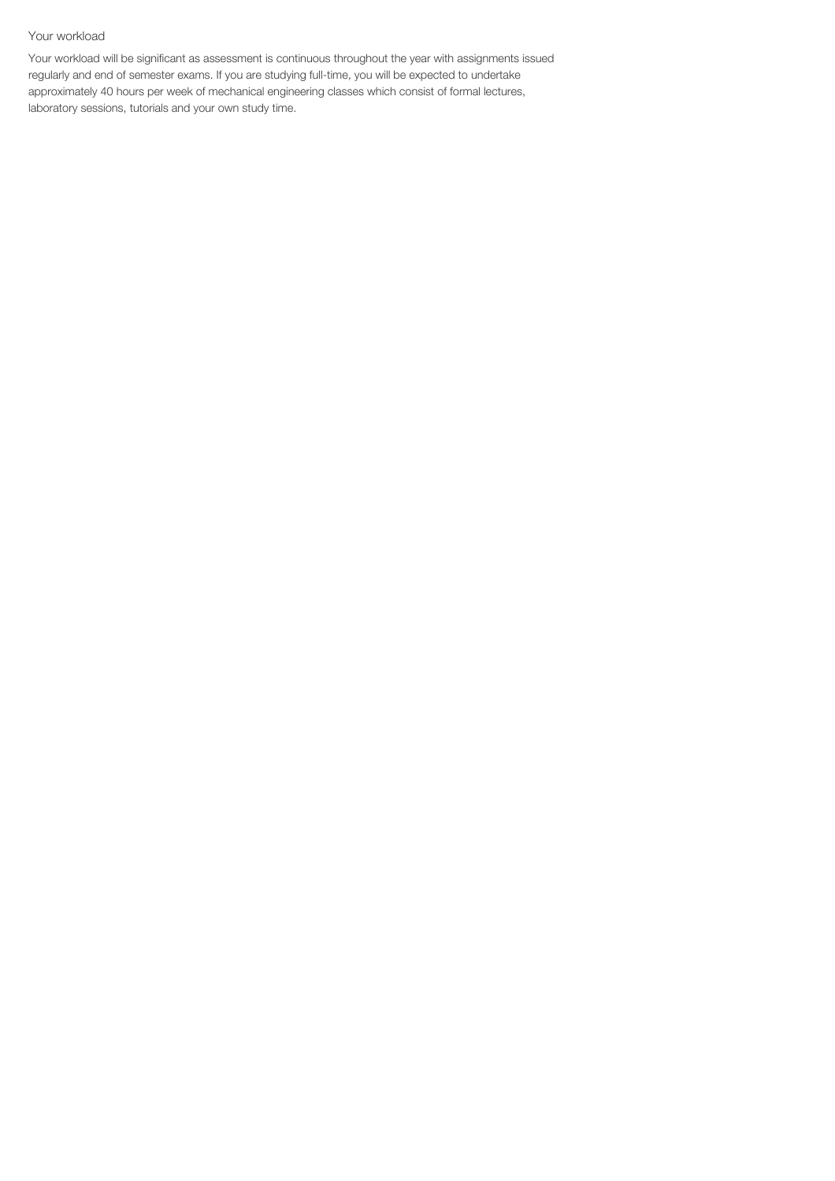## Your workload

Your workload will be significant as assessment is continuous throughout the year with assignments issued regularly and end of semester exams. If you are studying full-time, you will be expected to undertake approximately 40 hours per week of mechanical engineering classes which consist of formal lectures, laboratory sessions, tutorials and your own study time.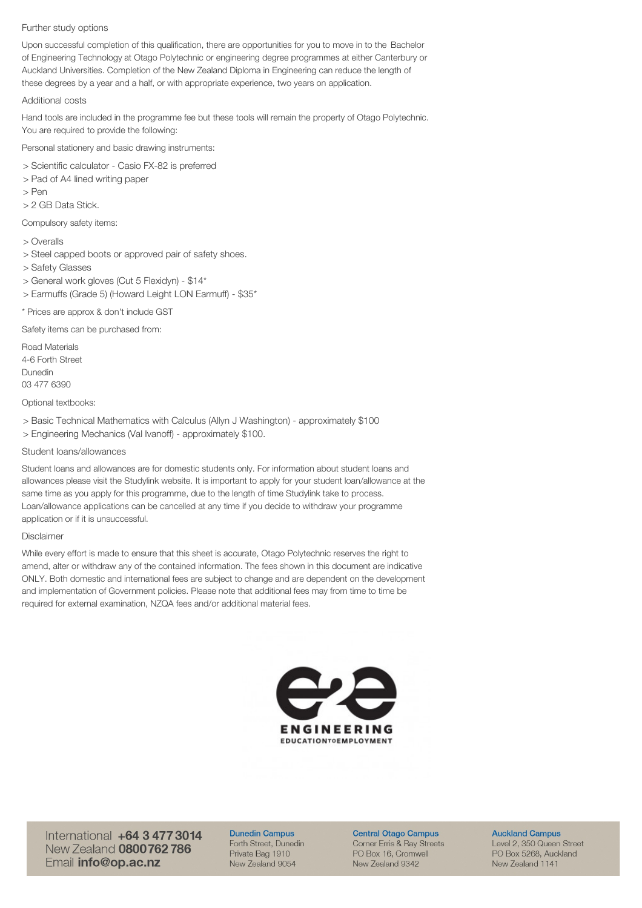## Further study options

Upon successful completion of this qualification, there are opportunities for you to move in to the Bachelor of Engineering Technology at Otago Polytechnic or engineering degree programmes at either Canterbury or Auckland Universities. Completion of the New Zealand Diploma in Engineering can reduce the length of these degrees by a year and a half, or with appropriate experience, two years on application.

## Additional costs

Hand tools are included in the programme fee but these tools will remain the property of Otago Polytechnic. You are required to provide the following:

Personal stationery and basic drawing instruments:

> Scientific calculator - Casio FX-82 is preferred
> Pad of A4 lined writing paper
> Pen
> 2 GB Data Stick.

Compulsory safety items:

> Overalls
> Steel capped boots or approved pair of safety shoes.
> Safety Glasses
> General work gloves (Cut 5 Flexidyn) - $14*
> Earmuffs (Grade 5) (Howard Leight LON Earmuff) - $35*

* Prices are approx & don't include GST

Safety items can be purchased from:

Road Materials
4-6 Forth Street
Dunedin
03 477 6390

Optional textbooks:

> Basic Technical Mathematics with Calculus (Allyn J Washington) - approximately $100
> Engineering Mechanics (Val Ivanoff) - approximately $100.

## Student loans/allowances

Student loans and allowances are for domestic students only. For information about student loans and allowances please visit the Studylink website. It is important to apply for your student loan/allowance at the same time as you apply for this programme, due to the length of time Studylink take to process. Loan/allowance applications can be cancelled at any time if you decide to withdraw your programme application or if it is unsuccessful.

## Disclaimer

While every effort is made to ensure that this sheet is accurate, Otago Polytechnic reserves the right to amend, alter or withdraw any of the contained information. The fees shown in this document are indicative ONLY. Both domestic and international fees are subject to change and are dependent on the development and implementation of Government policies. Please note that additional fees may from time to time be required for external examination, NZQA fees and/or additional material fees.

e2e ENGINEERING
EDUCATION TO EMPLOYMENT

International **+64 3 477 3014**
New Zealand **0800 762 786**
Email **info@op.ac.nz**

**Dunedin Campus**
Forth Street, Dunedin
Private Bag 1910
New Zealand 9054

**Central Otago Campus**
Corner Erris & Ray Streets
PO Box 16, Cromwell
New Zealand 9342

**Auckland Campus**
Level 2, 350 Queen Street
PO Box 5268, Auckland
New Zealand 1141